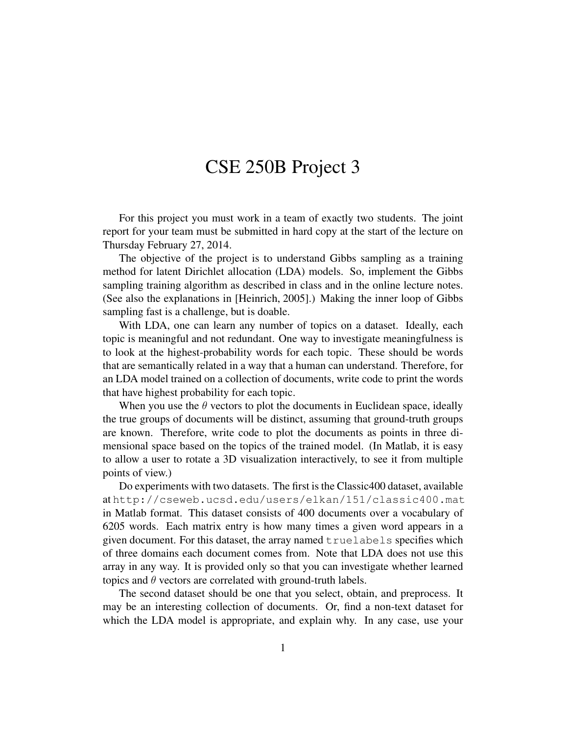# CSE 250B Project 3

For this project you must work in a team of exactly two students. The joint report for your team must be submitted in hard copy at the start of the lecture on Thursday February 27, 2014.

The objective of the project is to understand Gibbs sampling as a training method for latent Dirichlet allocation (LDA) models. So, implement the Gibbs sampling training algorithm as described in class and in the online lecture notes. (See also the explanations in [Heinrich, 2005].) Making the inner loop of Gibbs sampling fast is a challenge, but is doable.

With LDA, one can learn any number of topics on a dataset. Ideally, each topic is meaningful and not redundant. One way to investigate meaningfulness is to look at the highest-probability words for each topic. These should be words that are semantically related in a way that a human can understand. Therefore, for an LDA model trained on a collection of documents, write code to print the words that have highest probability for each topic.

When you use the $\theta$ vectors to plot the documents in Euclidean space, ideally the true groups of documents will be distinct, assuming that ground-truth groups are known. Therefore, write code to plot the documents as points in three dimensional space based on the topics of the trained model. (In Matlab, it is easy to allow a user to rotate a 3D visualization interactively, to see it from multiple points of view.)

Do experiments with two datasets. The first is the Classic400 dataset, available at `http://cseweb.ucsd.edu/users/elkan/151/classic400.mat` in Matlab format. This dataset consists of 400 documents over a vocabulary of 6205 words. Each matrix entry is how many times a given word appears in a given document. For this dataset, the array named `truelabels` specifies which of three domains each document comes from. Note that LDA does not use this array in any way. It is provided only so that you can investigate whether learned topics and $\theta$ vectors are correlated with ground-truth labels.

The second dataset should be one that you select, obtain, and preprocess. It may be an interesting collection of documents. Or, find a non-text dataset for which the LDA model is appropriate, and explain why. In any case, use your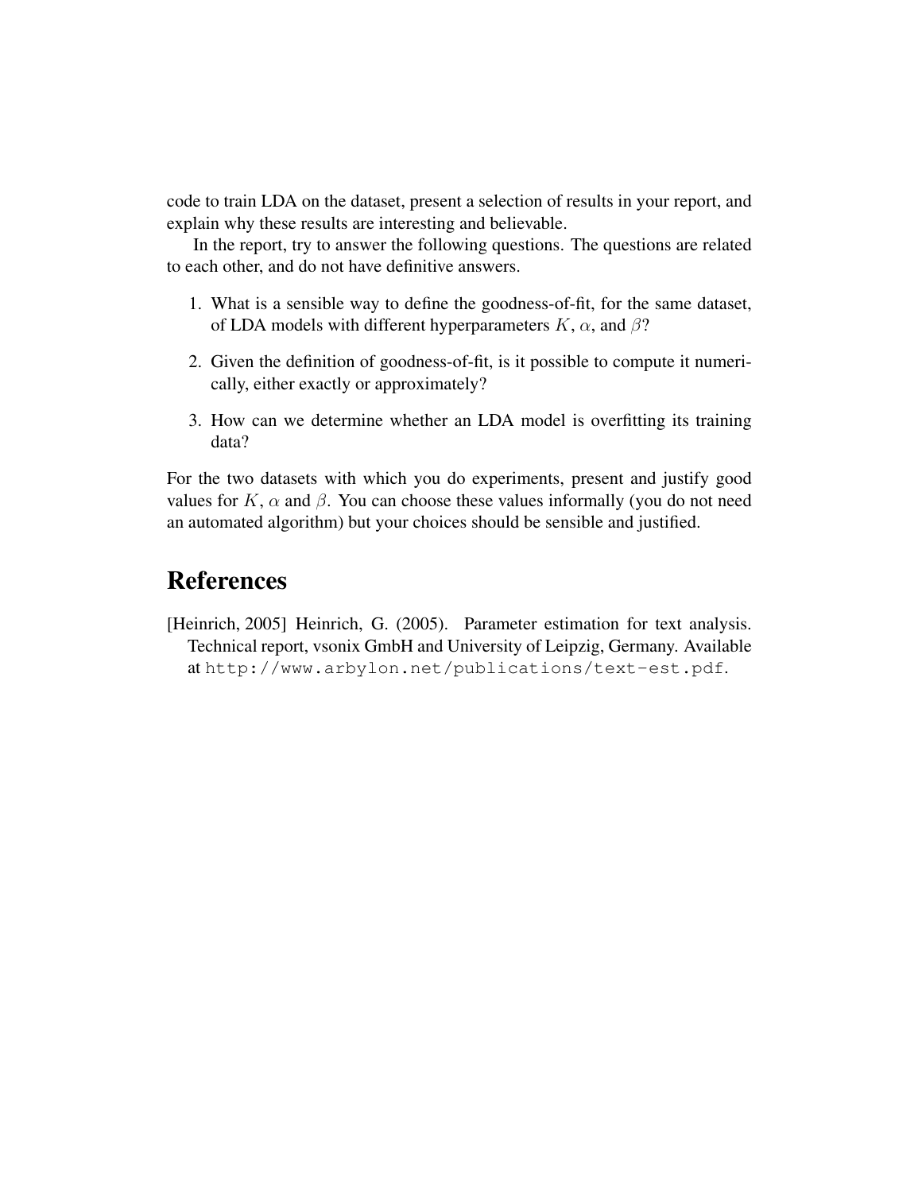code to train LDA on the dataset, present a selection of results in your report, and explain why these results are interesting and believable.

In the report, try to answer the following questions. The questions are related to each other, and do not have definitive answers.

1. What is a sensible way to define the goodness-of-fit, for the same dataset, of LDA models with different hyperparameters $K$, $\alpha$, and $\beta$?
2. Given the definition of goodness-of-fit, is it possible to compute it numerically, either exactly or approximately?
3. How can we determine whether an LDA model is overfitting its training data?

For the two datasets with which you do experiments, present and justify good values for $K$, $\alpha$ and $\beta$. You can choose these values informally (you do not need an automated algorithm) but your choices should be sensible and justified.

# References

[Heinrich, 2005] Heinrich, G. (2005). Parameter estimation for text analysis. Technical report, vsonix GmbH and University of Leipzig, Germany. Available at `http://www.arbylon.net/publications/text-est.pdf`.